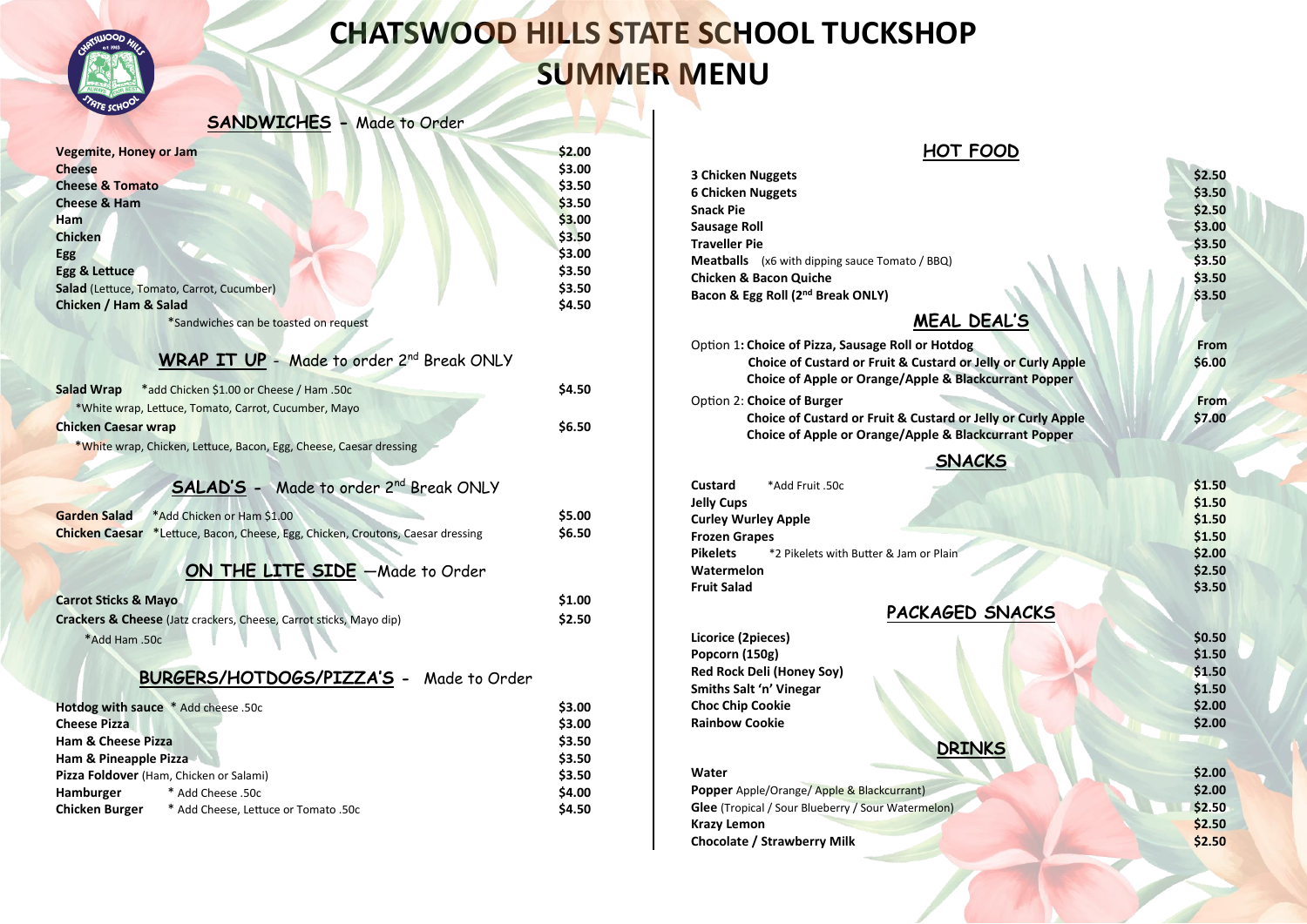# CHATSWOOD HILLS STATE SCHOOL TUCKSHOP
# SUMMER MENU

## SANDWICHES - Made to Order

| Item | Price |
|---|---|
| **Vegemite, Honey or Jam** | $2.00 |
| **Cheese** | $3.00 |
| **Cheese & Tomato** | $3.50 |
| **Cheese & Ham** | $3.50 |
| **Ham** | $3.00 |
| **Chicken** | $3.50 |
| **Egg** | $3.00 |
| **Egg & Lettuce** | $3.50 |
| **Salad** (Lettuce, Tomato, Carrot, Cucumber) | $3.50 |
| **Chicken / Ham & Salad** | $4.50 |

*Sandwiches can be toasted on request

## WRAP IT UP - Made to order 2nd Break ONLY

| Item | Price |
|---|---|
| **Salad Wrap** *add Chicken $1.00 or Cheese / Ham .50c<br>*White wrap, Lettuce, Tomato, Carrot, Cucumber, Mayo | $4.50 |
| **Chicken Caesar wrap**<br>*White wrap, Chicken, Lettuce, Bacon, Egg, Cheese, Caesar dressing | $6.50 |

## SALAD'S - Made to order 2nd Break ONLY

| Item | Price |
|---|---|
| **Garden Salad** *Add Chicken or Ham $1.00 | $5.00 |
| **Chicken Caesar** *Lettuce, Bacon, Cheese, Egg, Chicken, Croutons, Caesar dressing | $6.50 |

## ON THE LITE SIDE —Made to Order

| Item | Price |
|---|---|
| **Carrot Sticks & Mayo** | $1.00 |
| **Crackers & Cheese** (Jatz crackers, Cheese, Carrot sticks, Mayo dip) | $2.50 |

*Add Ham .50c

## BURGERS/HOTDOGS/PIZZA'S - Made to Order

| Item | Price |
|---|---|
| **Hotdog with sauce** * Add cheese .50c | $3.00 |
| **Cheese Pizza** | $3.00 |
| **Ham & Cheese Pizza** | $3.50 |
| **Ham & Pineapple Pizza** | $3.50 |
| **Pizza Foldover** (Ham, Chicken or Salami) | $3.50 |
| **Hamburger** * Add Cheese .50c | $4.00 |
| **Chicken Burger** * Add Cheese, Lettuce or Tomato .50c | $4.50 |

## HOT FOOD

| Item | Price |
|---|---|
| **3 Chicken Nuggets** | $2.50 |
| **6 Chicken Nuggets** | $3.50 |
| **Snack Pie** | $2.50 |
| **Sausage Roll** | $3.00 |
| **Traveller Pie** | $3.50 |
| **Meatballs** (x6 with dipping sauce Tomato / BBQ) | $3.50 |
| **Chicken & Bacon Quiche** | $3.50 |
| **Bacon & Egg Roll (2nd Break ONLY)** | $3.50 |

## MEAL DEAL'S

| Item | Price |
|---|---|
| Option 1: **Choice of Pizza, Sausage Roll or Hotdog**<br>**Choice of Custard or Fruit & Custard or Jelly or Curly Apple**<br>**Choice of Apple or Orange/Apple & Blackcurrant Popper** | From $6.00 |
| Option 2: **Choice of Burger**<br>**Choice of Custard or Fruit & Custard or Jelly or Curly Apple**<br>**Choice of Apple or Orange/Apple & Blackcurrant Popper** | From $7.00 |

## SNACKS

| Item | Price |
|---|---|
| **Custard** *Add Fruit .50c | $1.50 |
| **Jelly Cups** | $1.50 |
| **Curley Wurley Apple** | $1.50 |
| **Frozen Grapes** | $1.50 |
| **Pikelets** *2 Pikelets with Butter & Jam or Plain | $2.00 |
| **Watermelon** | $2.50 |
| **Fruit Salad** | $3.50 |

## PACKAGED SNACKS

| Item | Price |
|---|---|
| **Licorice (2pieces)** | $0.50 |
| **Popcorn (150g)** | $1.50 |
| **Red Rock Deli (Honey Soy)** | $1.50 |
| **Smiths Salt 'n' Vinegar** | $1.50 |
| **Choc Chip Cookie** | $2.00 |
| **Rainbow Cookie** | $2.00 |

## DRINKS

| Item | Price |
|---|---|
| **Water** | $2.00 |
| **Popper** Apple/Orange/ Apple & Blackcurrant) | $2.00 |
| **Glee** (Tropical / Sour Blueberry / Sour Watermelon) | $2.50 |
| **Krazy Lemon** | $2.50 |
| **Chocolate / Strawberry Milk** | $2.50 |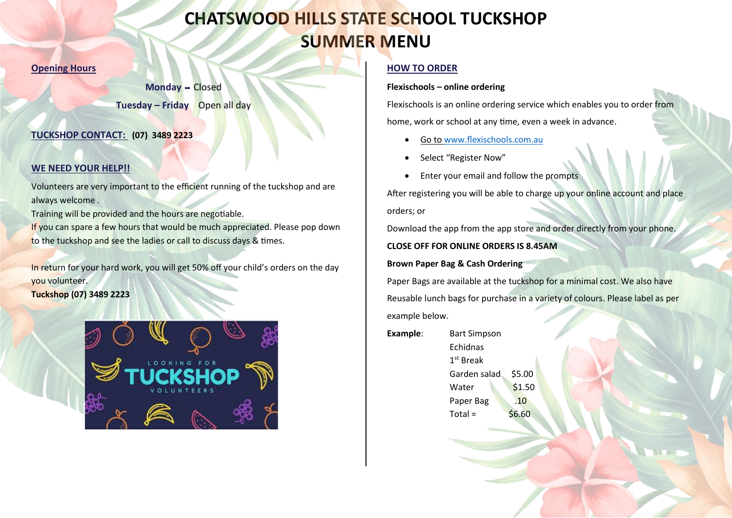# CHATSWOOD HILLS STATE SCHOOL TUCKSHOP SUMMER MENU

## Opening Hours

**Monday** – Closed

**Tuesday – Friday** Open all day

**TUCKSHOP CONTACT:** **(07) 3489 2223**

## WE NEED YOUR HELP!!

Volunteers are very important to the efficient running of the tuckshop and are always welcome .

Training will be provided and the hours are negotiable.

If you can spare a few hours that would be much appreciated. Please pop down to the tuckshop and see the ladies or call to discuss days & times.

In return for your hard work, you will get 50% off your child's orders on the day you volunteer.

**Tuckshop (07) 3489 2223**

LOOKING FOR TUCKSHOP VOLUNTEERS

## HOW TO ORDER

**Flexischools – online ordering**

Flexischools is an online ordering service which enables you to order from home, work or school at any time, even a week in advance.

- Go to www.flexischools.com.au
- Select "Register Now"
- Enter your email and follow the prompts

After registering you will be able to charge up your online account and place orders; or

Download the app from the app store and order directly from your phone.

**CLOSE OFF FOR ONLINE ORDERS IS 8.45AM**

**Brown Paper Bag & Cash Ordering**

Paper Bags are available at the tuckshop for a minimal cost. We also have Reusable lunch bags for purchase in a variety of colours. Please label as per example below.

**Example**:

Bart Simpson
Echidnas
1st Break

| | |
|---|---|
| Garden salad | $5.00 |
| Water | $1.50 |
| Paper Bag | .10 |
| Total = | $6.60 |